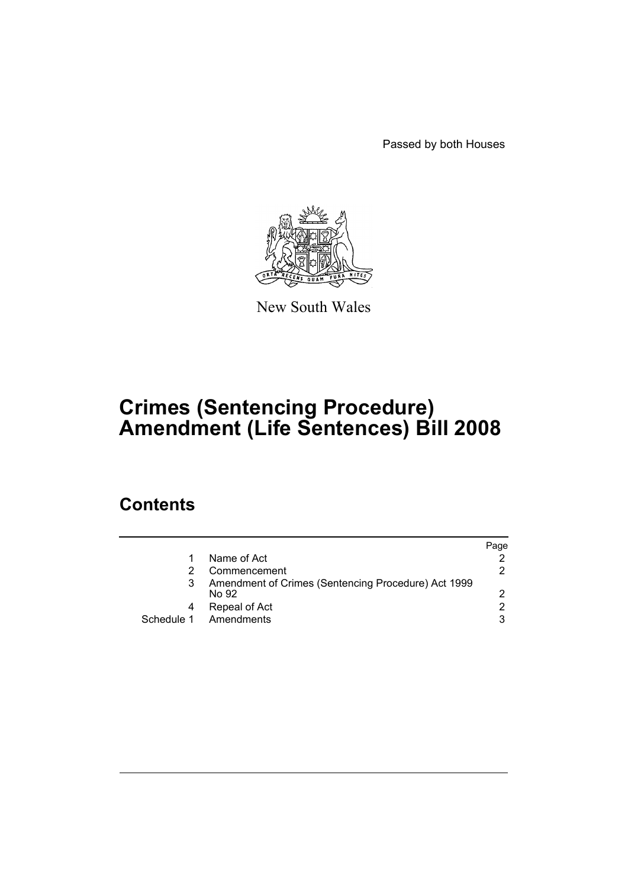Passed by both Houses

New South Wales

# Crimes (Sentencing Procedure) Amendment (Life Sentences) Bill 2008

## Contents

| | | Page |
|---|---|---|
| 1 | Name of Act | 2 |
| 2 | Commencement | 2 |
| 3 | Amendment of Crimes (Sentencing Procedure) Act 1999 No 92 | 2 |
| 4 | Repeal of Act | 2 |
| Schedule 1 | Amendments | 3 |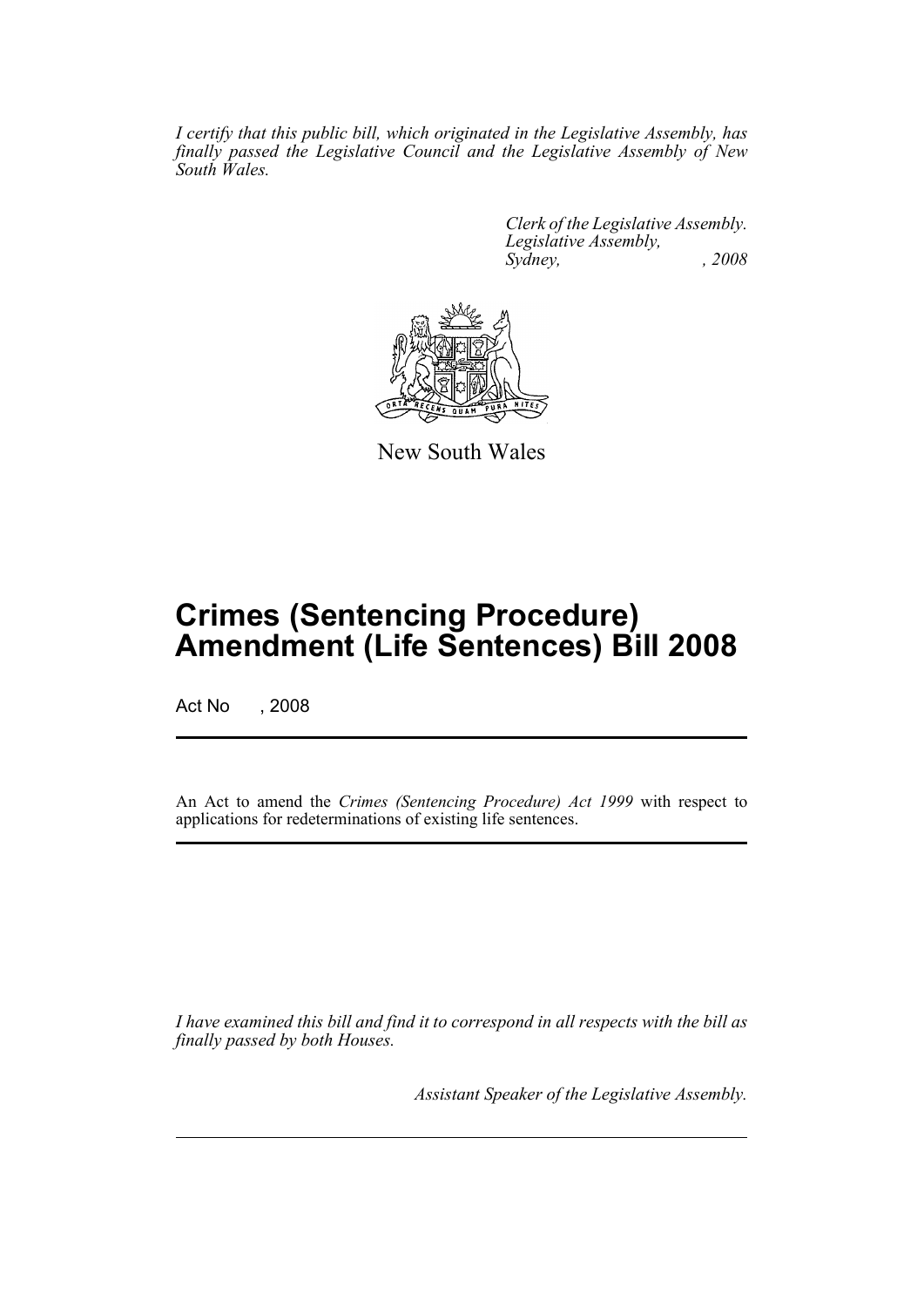*I certify that this public bill, which originated in the Legislative Assembly, has finally passed the Legislative Council and the Legislative Assembly of New South Wales.*

*Clerk of the Legislative Assembly.*
*Legislative Assembly,*
*Sydney, , 2008*

New South Wales

# Crimes (Sentencing Procedure) Amendment (Life Sentences) Bill 2008

Act No , 2008

An Act to amend the *Crimes (Sentencing Procedure) Act 1999* with respect to applications for redeterminations of existing life sentences.

*I have examined this bill and find it to correspond in all respects with the bill as finally passed by both Houses.*

*Assistant Speaker of the Legislative Assembly.*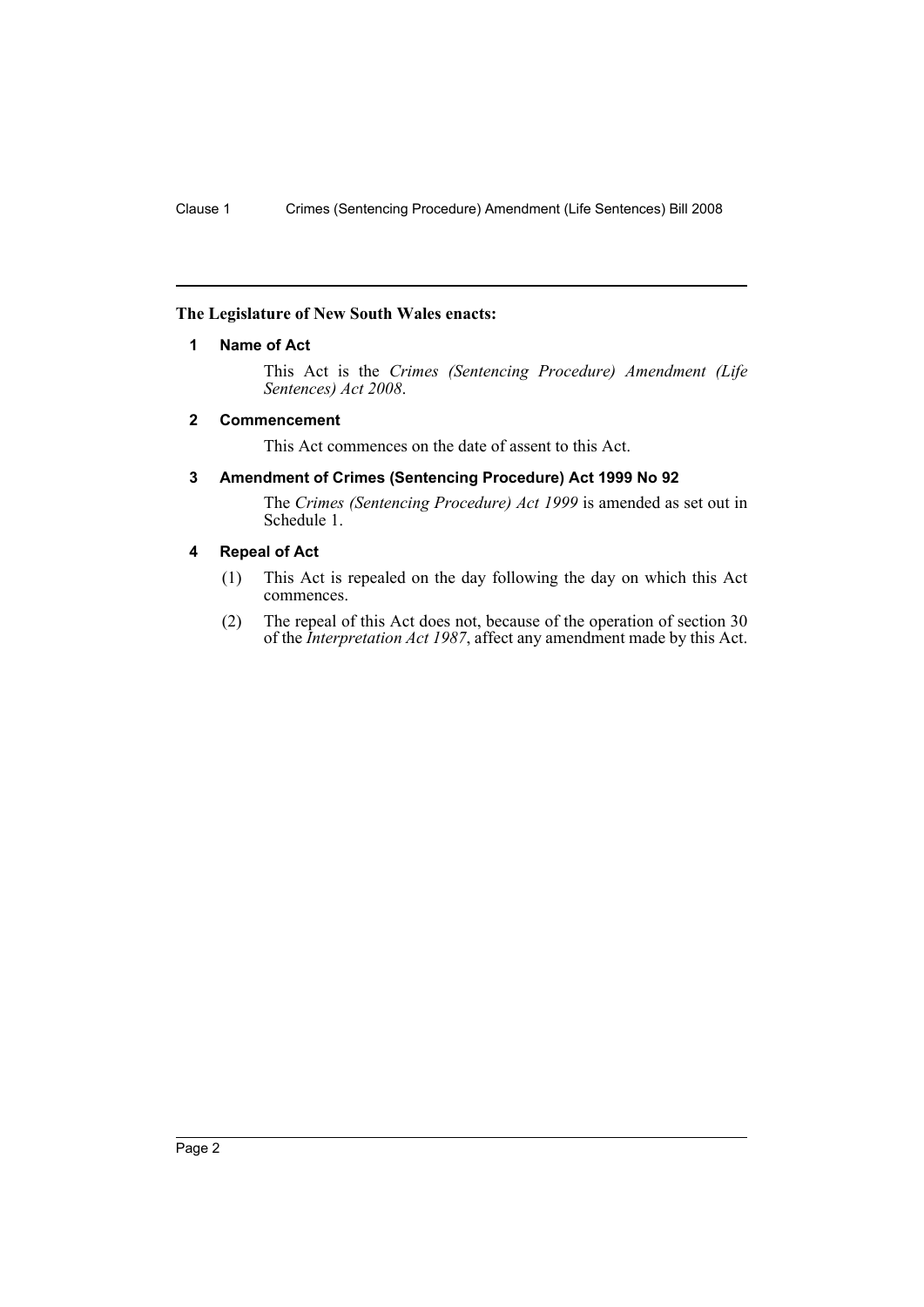**The Legislature of New South Wales enacts:**

### 1 Name of Act

This Act is the *Crimes (Sentencing Procedure) Amendment (Life Sentences) Act 2008*.

### 2 Commencement

This Act commences on the date of assent to this Act.

### 3 Amendment of Crimes (Sentencing Procedure) Act 1999 No 92

The *Crimes (Sentencing Procedure) Act 1999* is amended as set out in Schedule 1.

### 4 Repeal of Act

(1) This Act is repealed on the day following the day on which this Act commences.

(2) The repeal of this Act does not, because of the operation of section 30 of the *Interpretation Act 1987*, affect any amendment made by this Act.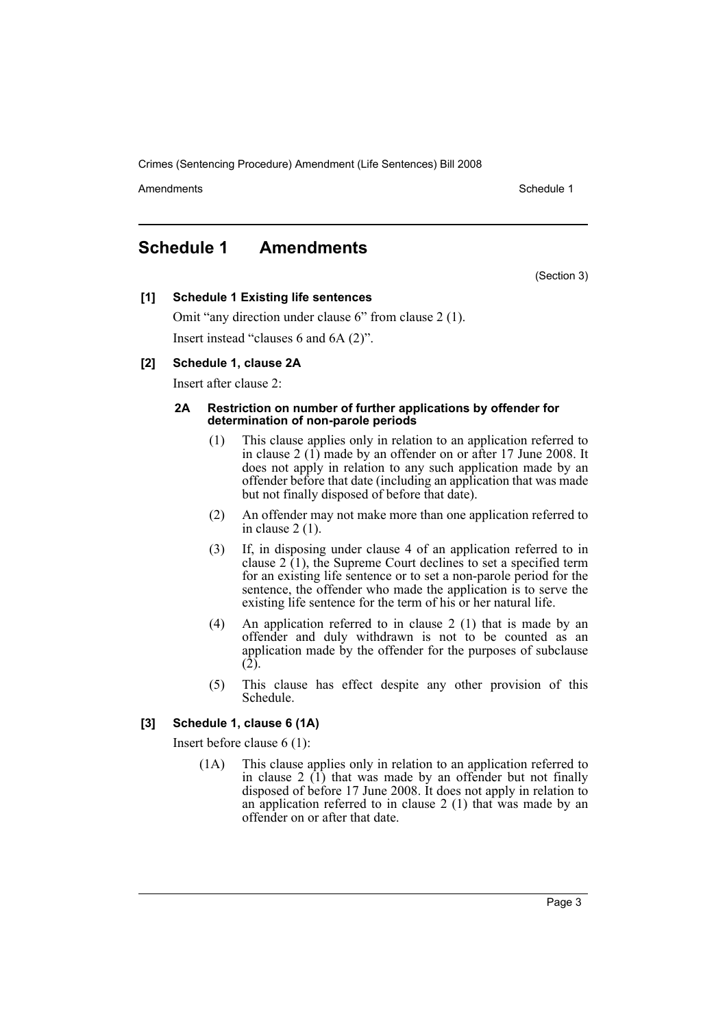## Schedule 1 Amendments

(Section 3)

**[1] Schedule 1 Existing life sentences**

Omit "any direction under clause 6" from clause 2 (1).

Insert instead "clauses 6 and 6A (2)".

**[2] Schedule 1, clause 2A**

Insert after clause 2:

**2A Restriction on number of further applications by offender for determination of non-parole periods**

(1) This clause applies only in relation to an application referred to in clause 2 (1) made by an offender on or after 17 June 2008. It does not apply in relation to any such application made by an offender before that date (including an application that was made but not finally disposed of before that date).

(2) An offender may not make more than one application referred to in clause 2 (1).

(3) If, in disposing under clause 4 of an application referred to in clause 2 (1), the Supreme Court declines to set a specified term for an existing life sentence or to set a non-parole period for the sentence, the offender who made the application is to serve the existing life sentence for the term of his or her natural life.

(4) An application referred to in clause 2 (1) that is made by an offender and duly withdrawn is not to be counted as an application made by the offender for the purposes of subclause (2).

(5) This clause has effect despite any other provision of this Schedule.

**[3] Schedule 1, clause 6 (1A)**

Insert before clause 6 (1):

(1A) This clause applies only in relation to an application referred to in clause 2 (1) that was made by an offender but not finally disposed of before 17 June 2008. It does not apply in relation to an application referred to in clause 2 (1) that was made by an offender on or after that date.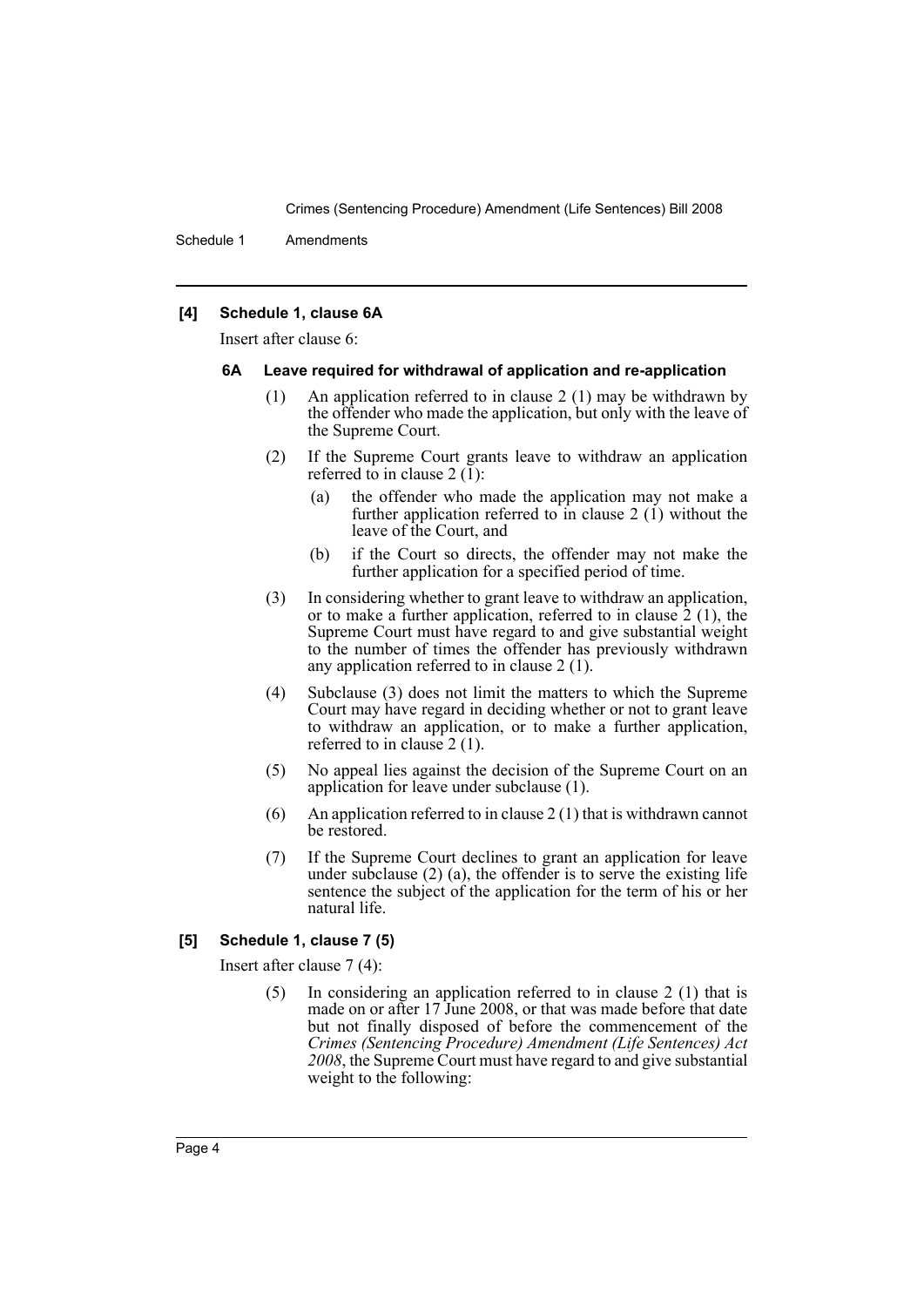**[4] Schedule 1, clause 6A**

Insert after clause 6:

**6A Leave required for withdrawal of application and re-application**

(1) An application referred to in clause 2 (1) may be withdrawn by the offender who made the application, but only with the leave of the Supreme Court.

(2) If the Supreme Court grants leave to withdraw an application referred to in clause 2 (1):

(a) the offender who made the application may not make a further application referred to in clause 2 (1) without the leave of the Court, and

(b) if the Court so directs, the offender may not make the further application for a specified period of time.

(3) In considering whether to grant leave to withdraw an application, or to make a further application, referred to in clause 2 (1), the Supreme Court must have regard to and give substantial weight to the number of times the offender has previously withdrawn any application referred to in clause 2 (1).

(4) Subclause (3) does not limit the matters to which the Supreme Court may have regard in deciding whether or not to grant leave to withdraw an application, or to make a further application, referred to in clause 2 (1).

(5) No appeal lies against the decision of the Supreme Court on an application for leave under subclause (1).

(6) An application referred to in clause 2 (1) that is withdrawn cannot be restored.

(7) If the Supreme Court declines to grant an application for leave under subclause (2) (a), the offender is to serve the existing life sentence the subject of the application for the term of his or her natural life.

**[5] Schedule 1, clause 7 (5)**

Insert after clause 7 (4):

(5) In considering an application referred to in clause 2 (1) that is made on or after 17 June 2008, or that was made before that date but not finally disposed of before the commencement of the *Crimes (Sentencing Procedure) Amendment (Life Sentences) Act 2008*, the Supreme Court must have regard to and give substantial weight to the following: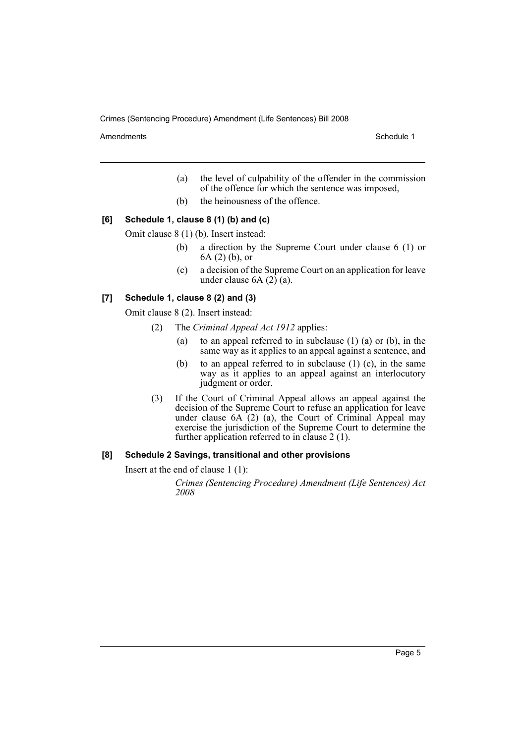(a) the level of culpability of the offender in the commission of the offence for which the sentence was imposed,

(b) the heinousness of the offence.

**[6] Schedule 1, clause 8 (1) (b) and (c)**

Omit clause 8 (1) (b). Insert instead:

(b) a direction by the Supreme Court under clause 6 (1) or 6A (2) (b), or

(c) a decision of the Supreme Court on an application for leave under clause 6A (2) (a).

**[7] Schedule 1, clause 8 (2) and (3)**

Omit clause 8 (2). Insert instead:

(2) The *Criminal Appeal Act 1912* applies:

(a) to an appeal referred to in subclause (1) (a) or (b), in the same way as it applies to an appeal against a sentence, and

(b) to an appeal referred to in subclause (1) (c), in the same way as it applies to an appeal against an interlocutory judgment or order.

(3) If the Court of Criminal Appeal allows an appeal against the decision of the Supreme Court to refuse an application for leave under clause 6A (2) (a), the Court of Criminal Appeal may exercise the jurisdiction of the Supreme Court to determine the further application referred to in clause 2 (1).

**[8] Schedule 2 Savings, transitional and other provisions**

Insert at the end of clause 1 (1):

*Crimes (Sentencing Procedure) Amendment (Life Sentences) Act 2008*